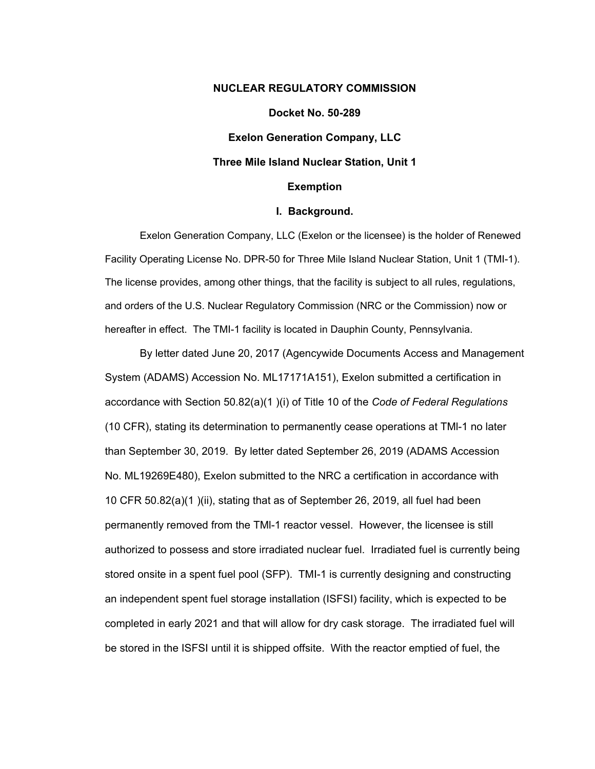**NUCLEAR REGULATORY COMMISSION**

**Docket No. 50-289**

**Exelon Generation Company, LLC**

**Three Mile Island Nuclear Station, Unit 1**

**Exemption**

## I. Background.

Exelon Generation Company, LLC (Exelon or the licensee) is the holder of Renewed Facility Operating License No. DPR-50 for Three Mile Island Nuclear Station, Unit 1 (TMI-1). The license provides, among other things, that the facility is subject to all rules, regulations, and orders of the U.S. Nuclear Regulatory Commission (NRC or the Commission) now or hereafter in effect. The TMI-1 facility is located in Dauphin County, Pennsylvania.

By letter dated June 20, 2017 (Agencywide Documents Access and Management System (ADAMS) Accession No. ML17171A151), Exelon submitted a certification in accordance with Section 50.82(a)(1 )(i) of Title 10 of the *Code of Federal Regulations* (10 CFR), stating its determination to permanently cease operations at TMl-1 no later than September 30, 2019. By letter dated September 26, 2019 (ADAMS Accession No. ML19269E480), Exelon submitted to the NRC a certification in accordance with 10 CFR 50.82(a)(1 )(ii), stating that as of September 26, 2019, all fuel had been permanently removed from the TMl-1 reactor vessel. However, the licensee is still authorized to possess and store irradiated nuclear fuel. Irradiated fuel is currently being stored onsite in a spent fuel pool (SFP). TMI-1 is currently designing and constructing an independent spent fuel storage installation (ISFSI) facility, which is expected to be completed in early 2021 and that will allow for dry cask storage. The irradiated fuel will be stored in the ISFSI until it is shipped offsite. With the reactor emptied of fuel, the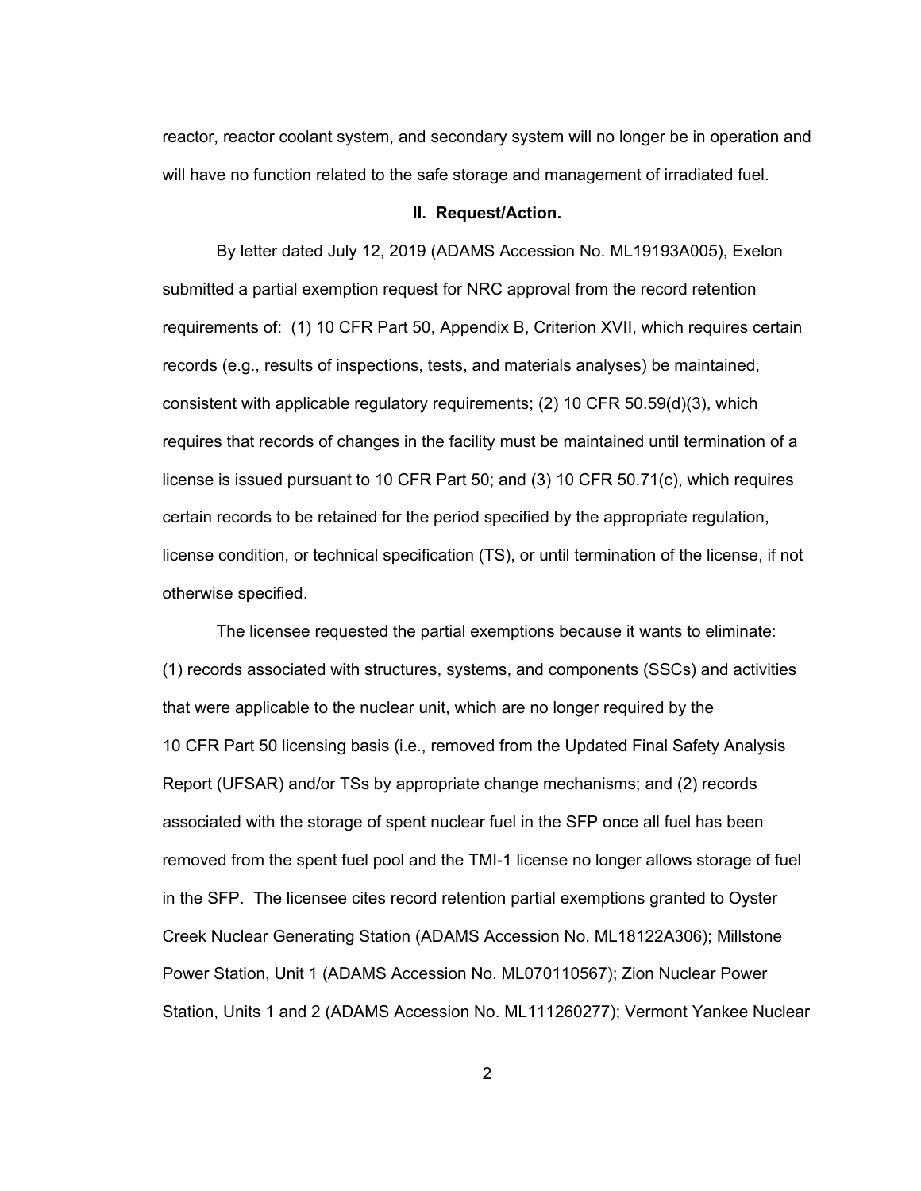reactor, reactor coolant system, and secondary system will no longer be in operation and will have no function related to the safe storage and management of irradiated fuel.

## II. Request/Action.

By letter dated July 12, 2019 (ADAMS Accession No. ML19193A005), Exelon submitted a partial exemption request for NRC approval from the record retention requirements of: (1) 10 CFR Part 50, Appendix B, Criterion XVII, which requires certain records (e.g., results of inspections, tests, and materials analyses) be maintained, consistent with applicable regulatory requirements; (2) 10 CFR 50.59(d)(3), which requires that records of changes in the facility must be maintained until termination of a license is issued pursuant to 10 CFR Part 50; and (3) 10 CFR 50.71(c), which requires certain records to be retained for the period specified by the appropriate regulation, license condition, or technical specification (TS), or until termination of the license, if not otherwise specified.

The licensee requested the partial exemptions because it wants to eliminate: (1) records associated with structures, systems, and components (SSCs) and activities that were applicable to the nuclear unit, which are no longer required by the 10 CFR Part 50 licensing basis (i.e., removed from the Updated Final Safety Analysis Report (UFSAR) and/or TSs by appropriate change mechanisms; and (2) records associated with the storage of spent nuclear fuel in the SFP once all fuel has been removed from the spent fuel pool and the TMI-1 license no longer allows storage of fuel in the SFP. The licensee cites record retention partial exemptions granted to Oyster Creek Nuclear Generating Station (ADAMS Accession No. ML18122A306); Millstone Power Station, Unit 1 (ADAMS Accession No. ML070110567); Zion Nuclear Power Station, Units 1 and 2 (ADAMS Accession No. ML111260277); Vermont Yankee Nuclear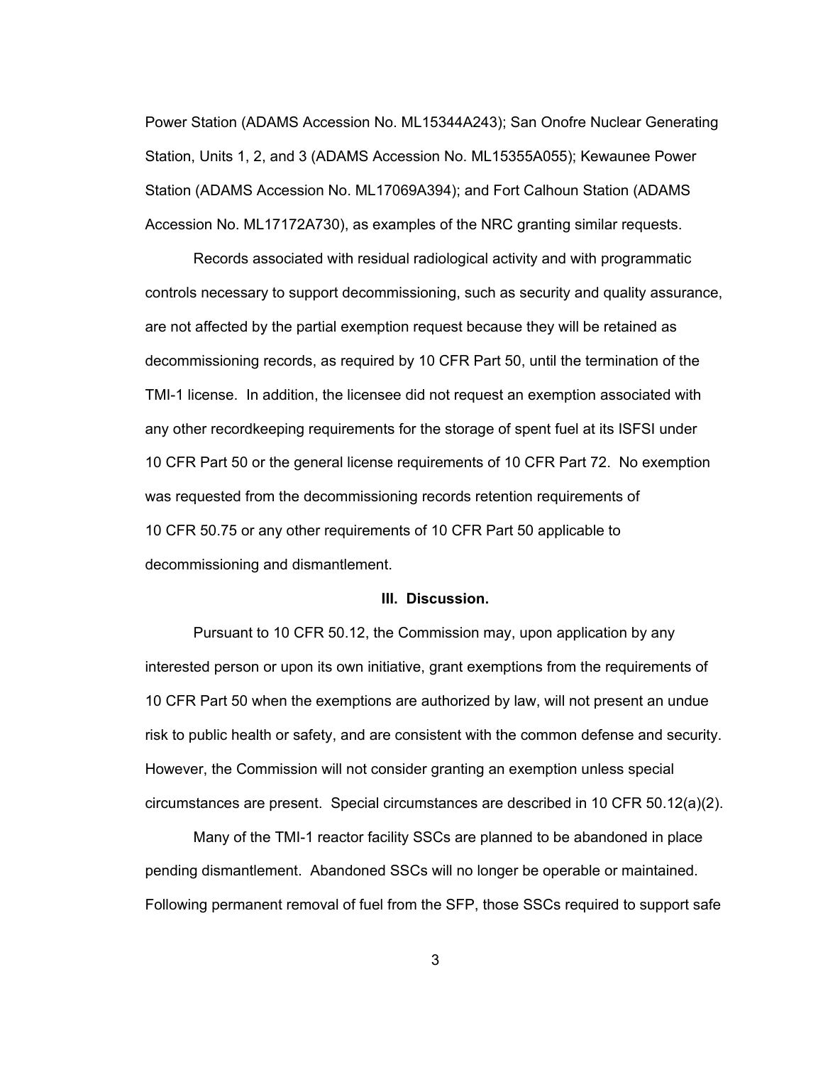Power Station (ADAMS Accession No. ML15344A243); San Onofre Nuclear Generating Station, Units 1, 2, and 3 (ADAMS Accession No. ML15355A055); Kewaunee Power Station (ADAMS Accession No. ML17069A394); and Fort Calhoun Station (ADAMS Accession No. ML17172A730), as examples of the NRC granting similar requests.

Records associated with residual radiological activity and with programmatic controls necessary to support decommissioning, such as security and quality assurance, are not affected by the partial exemption request because they will be retained as decommissioning records, as required by 10 CFR Part 50, until the termination of the TMI-1 license. In addition, the licensee did not request an exemption associated with any other recordkeeping requirements for the storage of spent fuel at its ISFSI under 10 CFR Part 50 or the general license requirements of 10 CFR Part 72. No exemption was requested from the decommissioning records retention requirements of 10 CFR 50.75 or any other requirements of 10 CFR Part 50 applicable to decommissioning and dismantlement.

## III. Discussion.

Pursuant to 10 CFR 50.12, the Commission may, upon application by any interested person or upon its own initiative, grant exemptions from the requirements of 10 CFR Part 50 when the exemptions are authorized by law, will not present an undue risk to public health or safety, and are consistent with the common defense and security. However, the Commission will not consider granting an exemption unless special circumstances are present. Special circumstances are described in 10 CFR 50.12(a)(2).

Many of the TMI-1 reactor facility SSCs are planned to be abandoned in place pending dismantlement. Abandoned SSCs will no longer be operable or maintained. Following permanent removal of fuel from the SFP, those SSCs required to support safe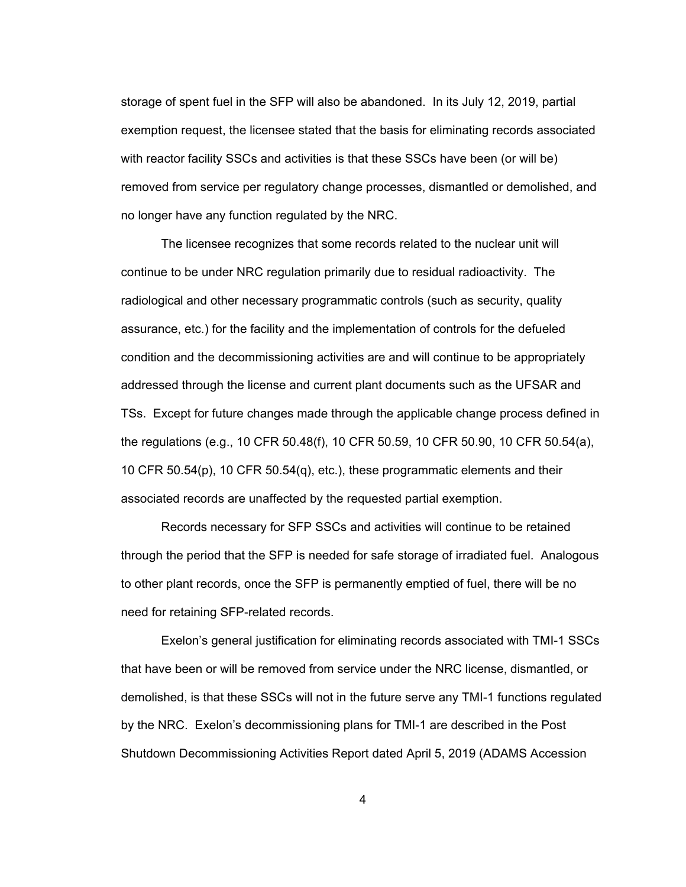storage of spent fuel in the SFP will also be abandoned. In its July 12, 2019, partial exemption request, the licensee stated that the basis for eliminating records associated with reactor facility SSCs and activities is that these SSCs have been (or will be) removed from service per regulatory change processes, dismantled or demolished, and no longer have any function regulated by the NRC.

The licensee recognizes that some records related to the nuclear unit will continue to be under NRC regulation primarily due to residual radioactivity. The radiological and other necessary programmatic controls (such as security, quality assurance, etc.) for the facility and the implementation of controls for the defueled condition and the decommissioning activities are and will continue to be appropriately addressed through the license and current plant documents such as the UFSAR and TSs. Except for future changes made through the applicable change process defined in the regulations (e.g., 10 CFR 50.48(f), 10 CFR 50.59, 10 CFR 50.90, 10 CFR 50.54(a), 10 CFR 50.54(p), 10 CFR 50.54(q), etc.), these programmatic elements and their associated records are unaffected by the requested partial exemption.

Records necessary for SFP SSCs and activities will continue to be retained through the period that the SFP is needed for safe storage of irradiated fuel. Analogous to other plant records, once the SFP is permanently emptied of fuel, there will be no need for retaining SFP-related records.

Exelon's general justification for eliminating records associated with TMI-1 SSCs that have been or will be removed from service under the NRC license, dismantled, or demolished, is that these SSCs will not in the future serve any TMI-1 functions regulated by the NRC. Exelon's decommissioning plans for TMI-1 are described in the Post Shutdown Decommissioning Activities Report dated April 5, 2019 (ADAMS Accession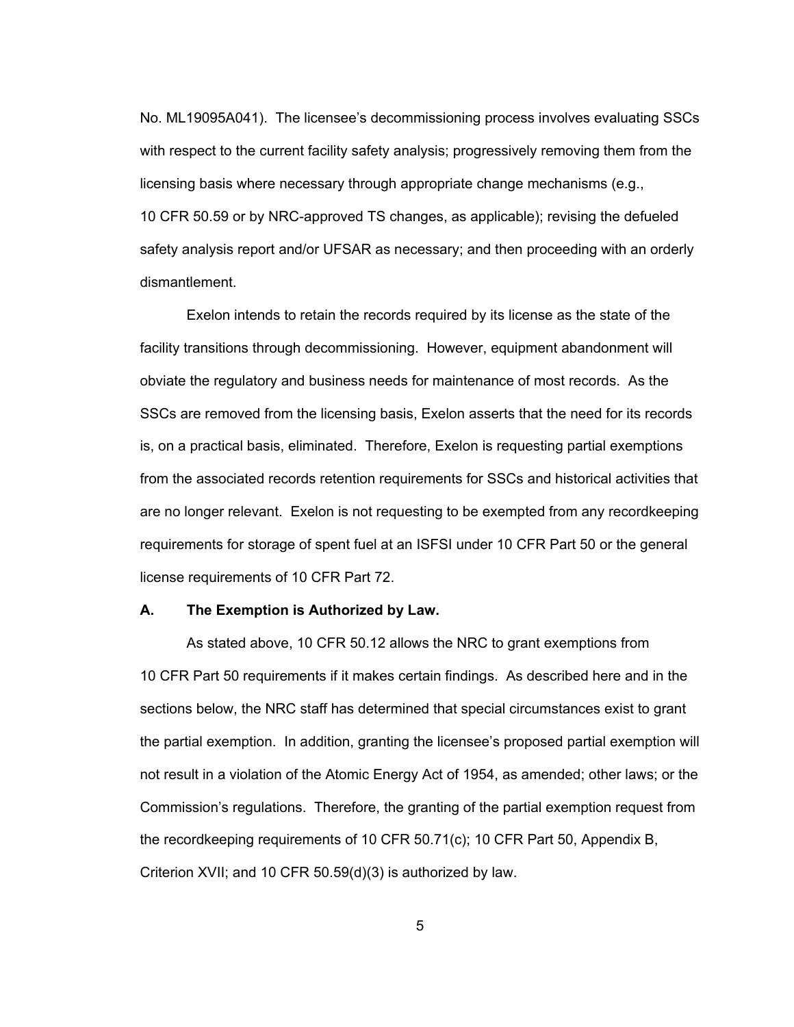No. ML19095A041). The licensee's decommissioning process involves evaluating SSCs with respect to the current facility safety analysis; progressively removing them from the licensing basis where necessary through appropriate change mechanisms (e.g., 10 CFR 50.59 or by NRC-approved TS changes, as applicable); revising the defueled safety analysis report and/or UFSAR as necessary; and then proceeding with an orderly dismantlement.

Exelon intends to retain the records required by its license as the state of the facility transitions through decommissioning. However, equipment abandonment will obviate the regulatory and business needs for maintenance of most records. As the SSCs are removed from the licensing basis, Exelon asserts that the need for its records is, on a practical basis, eliminated. Therefore, Exelon is requesting partial exemptions from the associated records retention requirements for SSCs and historical activities that are no longer relevant. Exelon is not requesting to be exempted from any recordkeeping requirements for storage of spent fuel at an ISFSI under 10 CFR Part 50 or the general license requirements of 10 CFR Part 72.

### A. The Exemption is Authorized by Law.

As stated above, 10 CFR 50.12 allows the NRC to grant exemptions from 10 CFR Part 50 requirements if it makes certain findings. As described here and in the sections below, the NRC staff has determined that special circumstances exist to grant the partial exemption. In addition, granting the licensee's proposed partial exemption will not result in a violation of the Atomic Energy Act of 1954, as amended; other laws; or the Commission's regulations. Therefore, the granting of the partial exemption request from the recordkeeping requirements of 10 CFR 50.71(c); 10 CFR Part 50, Appendix B, Criterion XVII; and 10 CFR 50.59(d)(3) is authorized by law.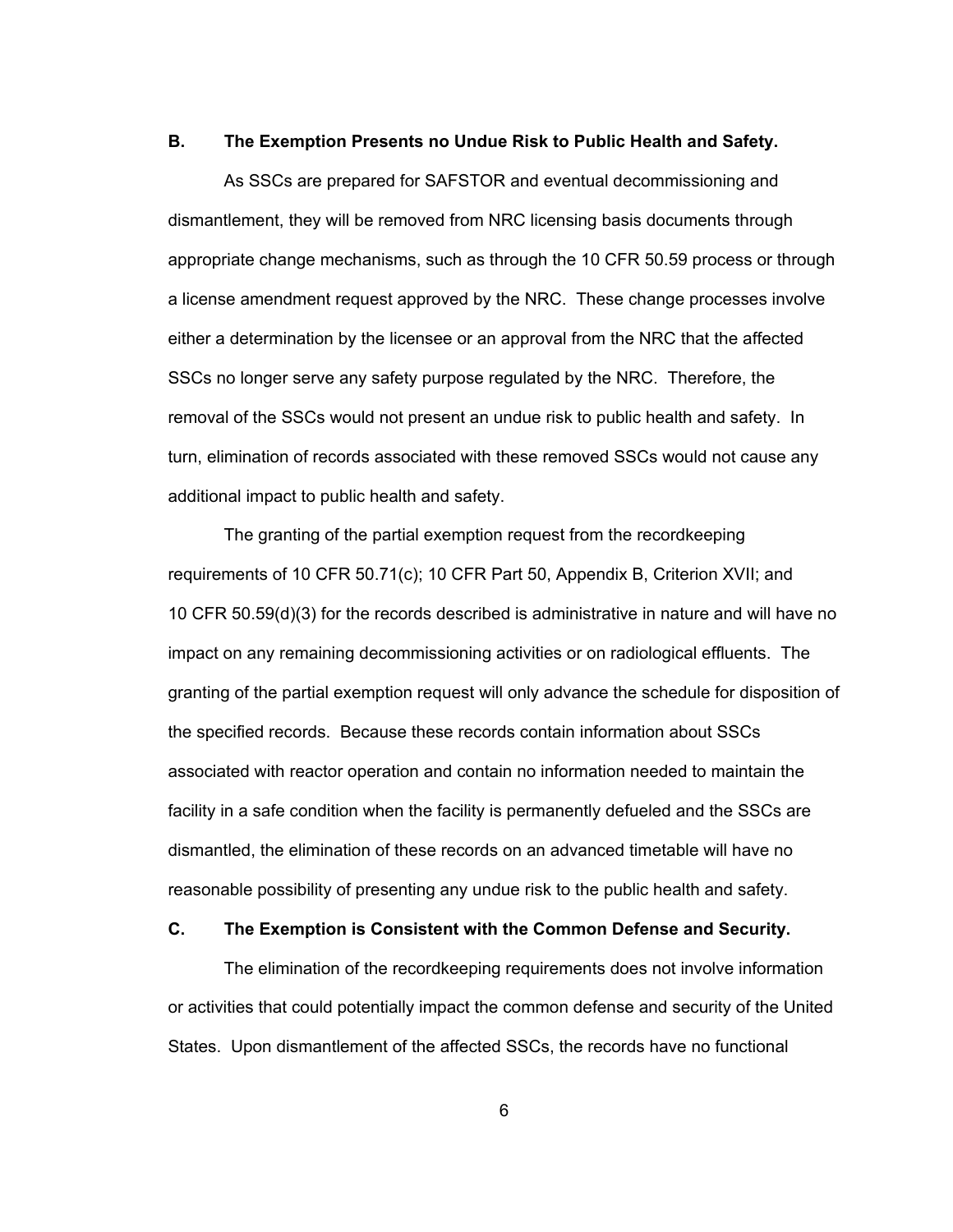**B. The Exemption Presents no Undue Risk to Public Health and Safety.**

As SSCs are prepared for SAFSTOR and eventual decommissioning and dismantlement, they will be removed from NRC licensing basis documents through appropriate change mechanisms, such as through the 10 CFR 50.59 process or through a license amendment request approved by the NRC. These change processes involve either a determination by the licensee or an approval from the NRC that the affected SSCs no longer serve any safety purpose regulated by the NRC. Therefore, the removal of the SSCs would not present an undue risk to public health and safety. In turn, elimination of records associated with these removed SSCs would not cause any additional impact to public health and safety.

The granting of the partial exemption request from the recordkeeping requirements of 10 CFR 50.71(c); 10 CFR Part 50, Appendix B, Criterion XVII; and 10 CFR 50.59(d)(3) for the records described is administrative in nature and will have no impact on any remaining decommissioning activities or on radiological effluents. The granting of the partial exemption request will only advance the schedule for disposition of the specified records. Because these records contain information about SSCs associated with reactor operation and contain no information needed to maintain the facility in a safe condition when the facility is permanently defueled and the SSCs are dismantled, the elimination of these records on an advanced timetable will have no reasonable possibility of presenting any undue risk to the public health and safety.

**C. The Exemption is Consistent with the Common Defense and Security.**

The elimination of the recordkeeping requirements does not involve information or activities that could potentially impact the common defense and security of the United States. Upon dismantlement of the affected SSCs, the records have no functional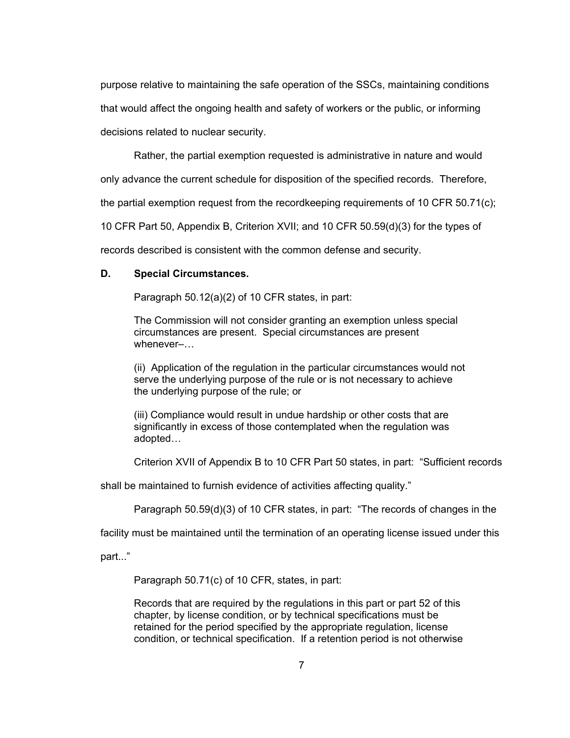purpose relative to maintaining the safe operation of the SSCs, maintaining conditions that would affect the ongoing health and safety of workers or the public, or informing decisions related to nuclear security.

Rather, the partial exemption requested is administrative in nature and would only advance the current schedule for disposition of the specified records. Therefore, the partial exemption request from the recordkeeping requirements of 10 CFR 50.71(c); 10 CFR Part 50, Appendix B, Criterion XVII; and 10 CFR 50.59(d)(3) for the types of records described is consistent with the common defense and security.

**D. Special Circumstances.**

Paragraph 50.12(a)(2) of 10 CFR states, in part:

> The Commission will not consider granting an exemption unless special circumstances are present. Special circumstances are present whenever–…
>
> (ii) Application of the regulation in the particular circumstances would not serve the underlying purpose of the rule or is not necessary to achieve the underlying purpose of the rule; or
>
> (iii) Compliance would result in undue hardship or other costs that are significantly in excess of those contemplated when the regulation was adopted…

Criterion XVII of Appendix B to 10 CFR Part 50 states, in part: "Sufficient records shall be maintained to furnish evidence of activities affecting quality."

Paragraph 50.59(d)(3) of 10 CFR states, in part: "The records of changes in the facility must be maintained until the termination of an operating license issued under this part..."

Paragraph 50.71(c) of 10 CFR, states, in part:

> Records that are required by the regulations in this part or part 52 of this chapter, by license condition, or by technical specifications must be retained for the period specified by the appropriate regulation, license condition, or technical specification. If a retention period is not otherwise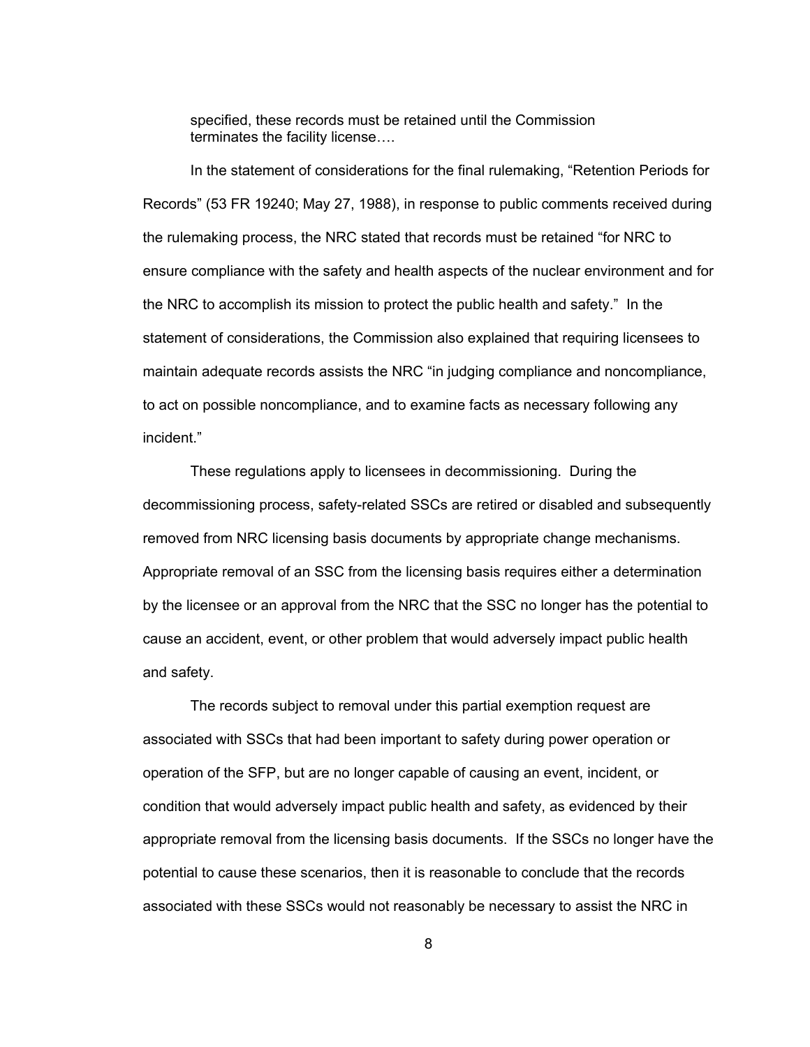> specified, these records must be retained until the Commission terminates the facility license….

In the statement of considerations for the final rulemaking, "Retention Periods for Records" (53 FR 19240; May 27, 1988), in response to public comments received during the rulemaking process, the NRC stated that records must be retained "for NRC to ensure compliance with the safety and health aspects of the nuclear environment and for the NRC to accomplish its mission to protect the public health and safety." In the statement of considerations, the Commission also explained that requiring licensees to maintain adequate records assists the NRC "in judging compliance and noncompliance, to act on possible noncompliance, and to examine facts as necessary following any incident."

These regulations apply to licensees in decommissioning. During the decommissioning process, safety-related SSCs are retired or disabled and subsequently removed from NRC licensing basis documents by appropriate change mechanisms. Appropriate removal of an SSC from the licensing basis requires either a determination by the licensee or an approval from the NRC that the SSC no longer has the potential to cause an accident, event, or other problem that would adversely impact public health and safety.

The records subject to removal under this partial exemption request are associated with SSCs that had been important to safety during power operation or operation of the SFP, but are no longer capable of causing an event, incident, or condition that would adversely impact public health and safety, as evidenced by their appropriate removal from the licensing basis documents. If the SSCs no longer have the potential to cause these scenarios, then it is reasonable to conclude that the records associated with these SSCs would not reasonably be necessary to assist the NRC in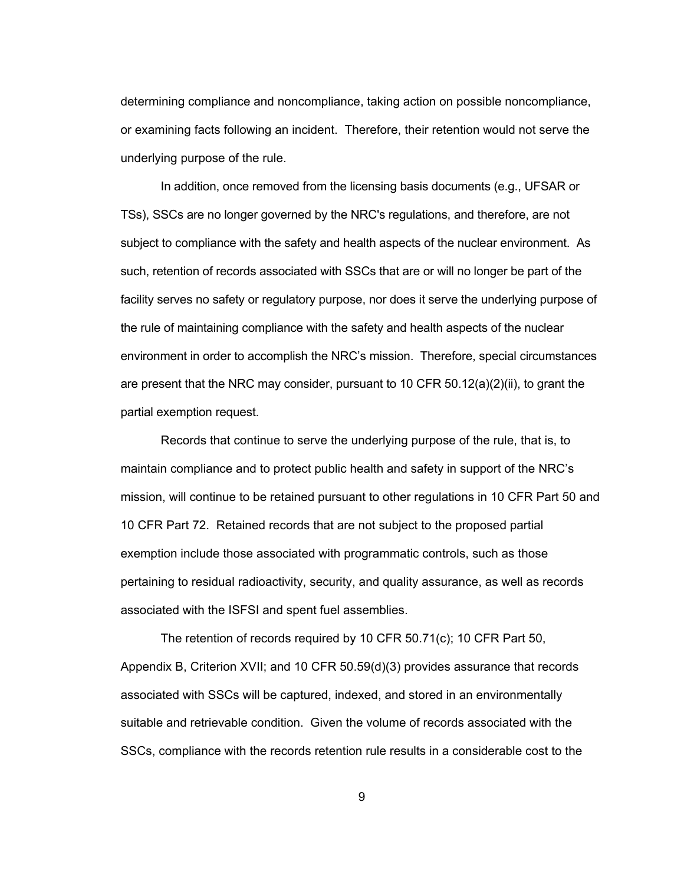determining compliance and noncompliance, taking action on possible noncompliance, or examining facts following an incident. Therefore, their retention would not serve the underlying purpose of the rule.

In addition, once removed from the licensing basis documents (e.g., UFSAR or TSs), SSCs are no longer governed by the NRC's regulations, and therefore, are not subject to compliance with the safety and health aspects of the nuclear environment. As such, retention of records associated with SSCs that are or will no longer be part of the facility serves no safety or regulatory purpose, nor does it serve the underlying purpose of the rule of maintaining compliance with the safety and health aspects of the nuclear environment in order to accomplish the NRC's mission. Therefore, special circumstances are present that the NRC may consider, pursuant to 10 CFR 50.12(a)(2)(ii), to grant the partial exemption request.

Records that continue to serve the underlying purpose of the rule, that is, to maintain compliance and to protect public health and safety in support of the NRC's mission, will continue to be retained pursuant to other regulations in 10 CFR Part 50 and 10 CFR Part 72. Retained records that are not subject to the proposed partial exemption include those associated with programmatic controls, such as those pertaining to residual radioactivity, security, and quality assurance, as well as records associated with the ISFSI and spent fuel assemblies.

The retention of records required by 10 CFR 50.71(c); 10 CFR Part 50, Appendix B, Criterion XVII; and 10 CFR 50.59(d)(3) provides assurance that records associated with SSCs will be captured, indexed, and stored in an environmentally suitable and retrievable condition. Given the volume of records associated with the SSCs, compliance with the records retention rule results in a considerable cost to the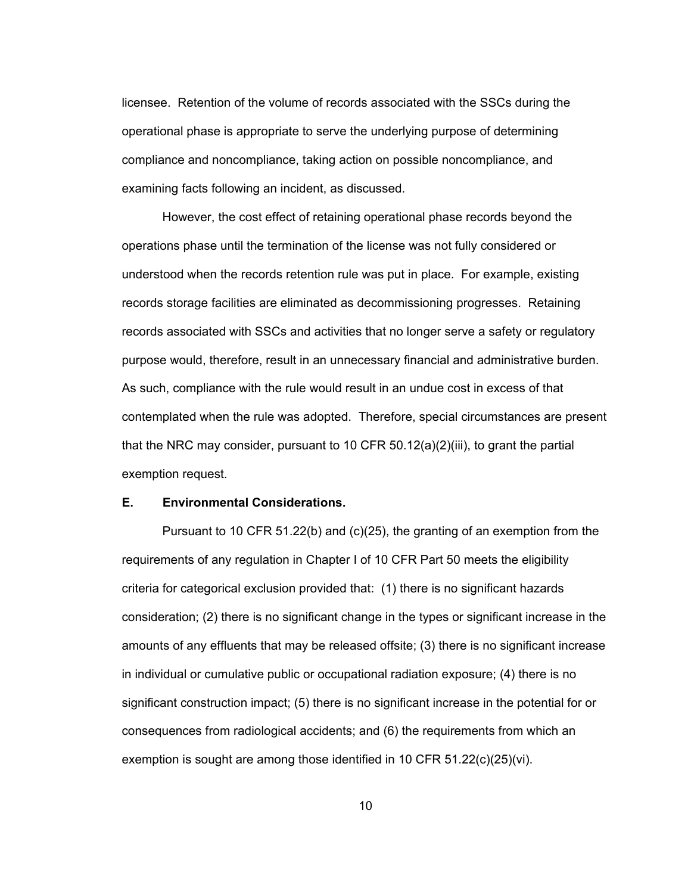licensee. Retention of the volume of records associated with the SSCs during the operational phase is appropriate to serve the underlying purpose of determining compliance and noncompliance, taking action on possible noncompliance, and examining facts following an incident, as discussed.

However, the cost effect of retaining operational phase records beyond the operations phase until the termination of the license was not fully considered or understood when the records retention rule was put in place. For example, existing records storage facilities are eliminated as decommissioning progresses. Retaining records associated with SSCs and activities that no longer serve a safety or regulatory purpose would, therefore, result in an unnecessary financial and administrative burden. As such, compliance with the rule would result in an undue cost in excess of that contemplated when the rule was adopted. Therefore, special circumstances are present that the NRC may consider, pursuant to 10 CFR 50.12(a)(2)(iii), to grant the partial exemption request.

**E. Environmental Considerations.**

Pursuant to 10 CFR 51.22(b) and (c)(25), the granting of an exemption from the requirements of any regulation in Chapter I of 10 CFR Part 50 meets the eligibility criteria for categorical exclusion provided that: (1) there is no significant hazards consideration; (2) there is no significant change in the types or significant increase in the amounts of any effluents that may be released offsite; (3) there is no significant increase in individual or cumulative public or occupational radiation exposure; (4) there is no significant construction impact; (5) there is no significant increase in the potential for or consequences from radiological accidents; and (6) the requirements from which an exemption is sought are among those identified in 10 CFR 51.22(c)(25)(vi).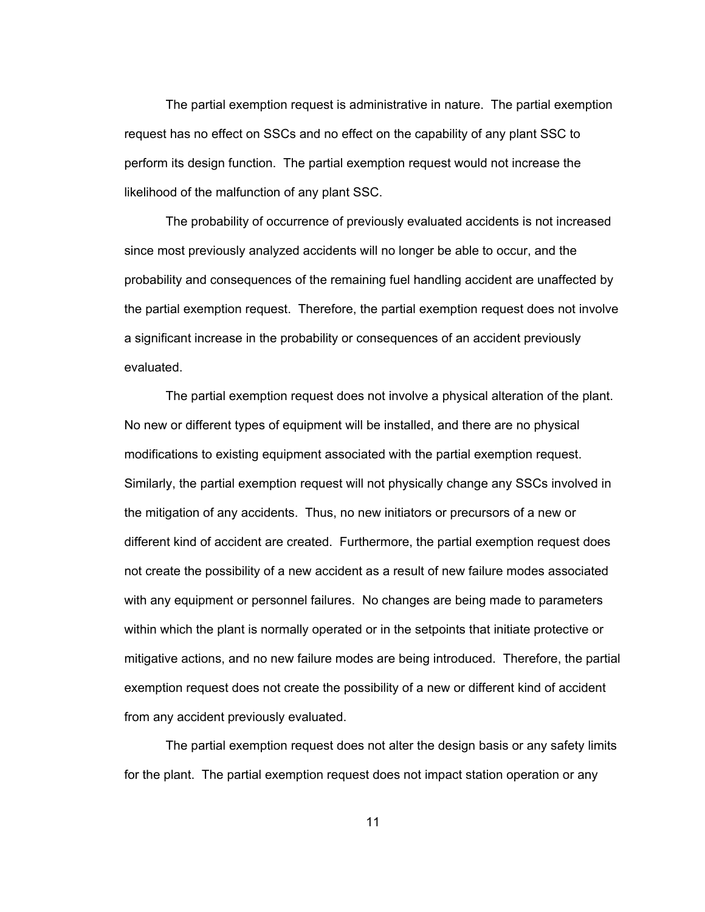The partial exemption request is administrative in nature. The partial exemption request has no effect on SSCs and no effect on the capability of any plant SSC to perform its design function. The partial exemption request would not increase the likelihood of the malfunction of any plant SSC.

The probability of occurrence of previously evaluated accidents is not increased since most previously analyzed accidents will no longer be able to occur, and the probability and consequences of the remaining fuel handling accident are unaffected by the partial exemption request. Therefore, the partial exemption request does not involve a significant increase in the probability or consequences of an accident previously evaluated.

The partial exemption request does not involve a physical alteration of the plant. No new or different types of equipment will be installed, and there are no physical modifications to existing equipment associated with the partial exemption request. Similarly, the partial exemption request will not physically change any SSCs involved in the mitigation of any accidents. Thus, no new initiators or precursors of a new or different kind of accident are created. Furthermore, the partial exemption request does not create the possibility of a new accident as a result of new failure modes associated with any equipment or personnel failures. No changes are being made to parameters within which the plant is normally operated or in the setpoints that initiate protective or mitigative actions, and no new failure modes are being introduced. Therefore, the partial exemption request does not create the possibility of a new or different kind of accident from any accident previously evaluated.

The partial exemption request does not alter the design basis or any safety limits for the plant. The partial exemption request does not impact station operation or any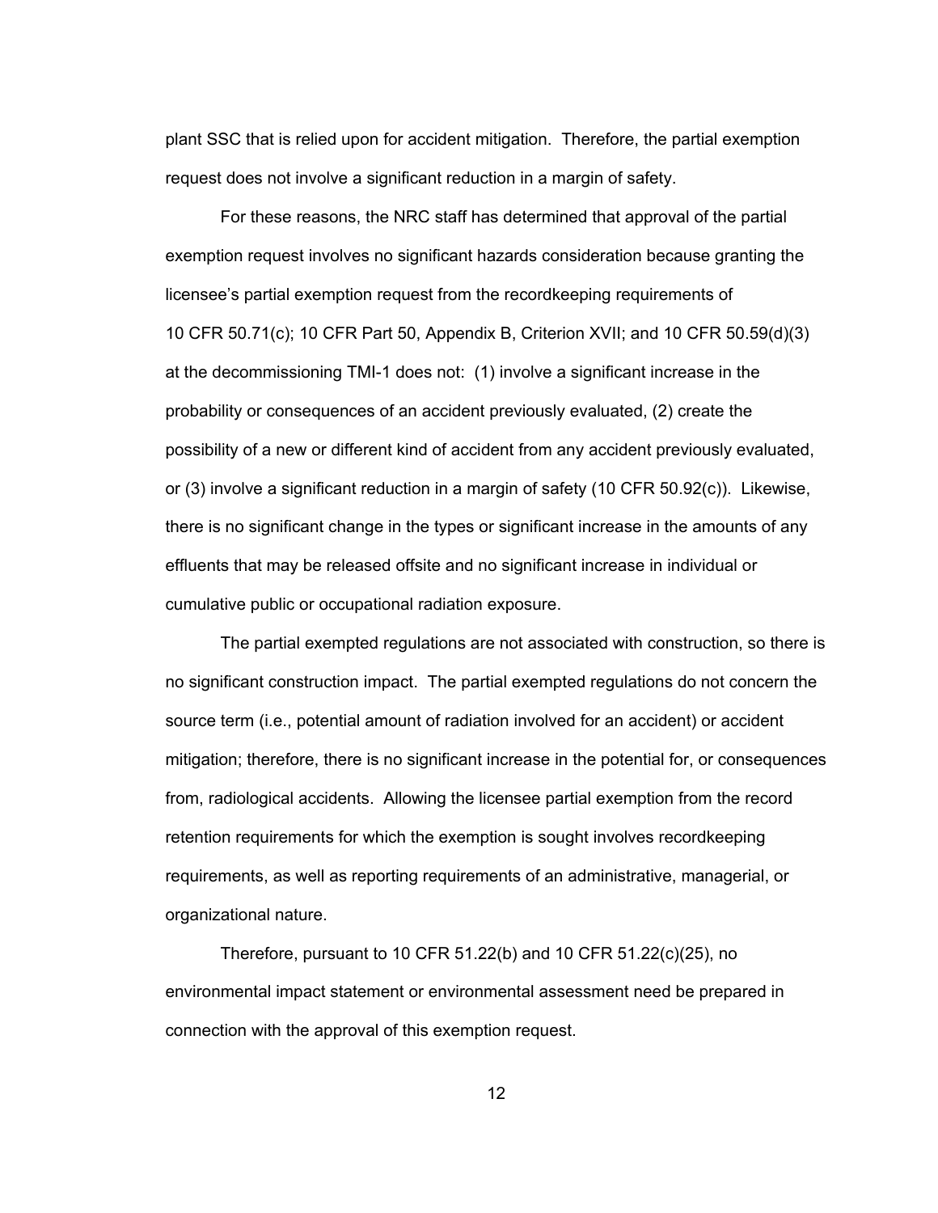plant SSC that is relied upon for accident mitigation. Therefore, the partial exemption request does not involve a significant reduction in a margin of safety.

For these reasons, the NRC staff has determined that approval of the partial exemption request involves no significant hazards consideration because granting the licensee's partial exemption request from the recordkeeping requirements of 10 CFR 50.71(c); 10 CFR Part 50, Appendix B, Criterion XVII; and 10 CFR 50.59(d)(3) at the decommissioning TMI-1 does not: (1) involve a significant increase in the probability or consequences of an accident previously evaluated, (2) create the possibility of a new or different kind of accident from any accident previously evaluated, or (3) involve a significant reduction in a margin of safety (10 CFR 50.92(c)). Likewise, there is no significant change in the types or significant increase in the amounts of any effluents that may be released offsite and no significant increase in individual or cumulative public or occupational radiation exposure.

The partial exempted regulations are not associated with construction, so there is no significant construction impact. The partial exempted regulations do not concern the source term (i.e., potential amount of radiation involved for an accident) or accident mitigation; therefore, there is no significant increase in the potential for, or consequences from, radiological accidents. Allowing the licensee partial exemption from the record retention requirements for which the exemption is sought involves recordkeeping requirements, as well as reporting requirements of an administrative, managerial, or organizational nature.

Therefore, pursuant to 10 CFR 51.22(b) and 10 CFR 51.22(c)(25), no environmental impact statement or environmental assessment need be prepared in connection with the approval of this exemption request.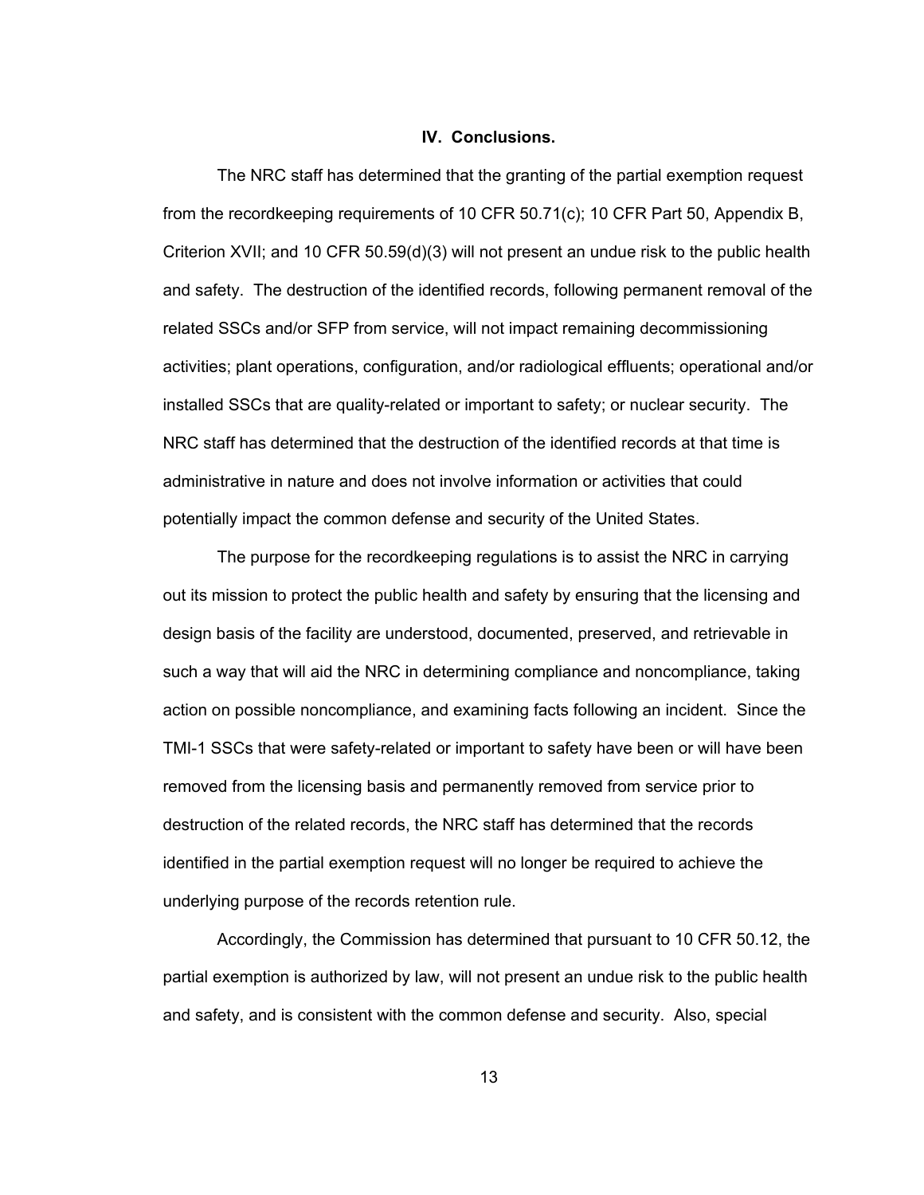## IV. Conclusions.

The NRC staff has determined that the granting of the partial exemption request from the recordkeeping requirements of 10 CFR 50.71(c); 10 CFR Part 50, Appendix B, Criterion XVII; and 10 CFR 50.59(d)(3) will not present an undue risk to the public health and safety. The destruction of the identified records, following permanent removal of the related SSCs and/or SFP from service, will not impact remaining decommissioning activities; plant operations, configuration, and/or radiological effluents; operational and/or installed SSCs that are quality-related or important to safety; or nuclear security. The NRC staff has determined that the destruction of the identified records at that time is administrative in nature and does not involve information or activities that could potentially impact the common defense and security of the United States.

The purpose for the recordkeeping regulations is to assist the NRC in carrying out its mission to protect the public health and safety by ensuring that the licensing and design basis of the facility are understood, documented, preserved, and retrievable in such a way that will aid the NRC in determining compliance and noncompliance, taking action on possible noncompliance, and examining facts following an incident. Since the TMI-1 SSCs that were safety-related or important to safety have been or will have been removed from the licensing basis and permanently removed from service prior to destruction of the related records, the NRC staff has determined that the records identified in the partial exemption request will no longer be required to achieve the underlying purpose of the records retention rule.

Accordingly, the Commission has determined that pursuant to 10 CFR 50.12, the partial exemption is authorized by law, will not present an undue risk to the public health and safety, and is consistent with the common defense and security. Also, special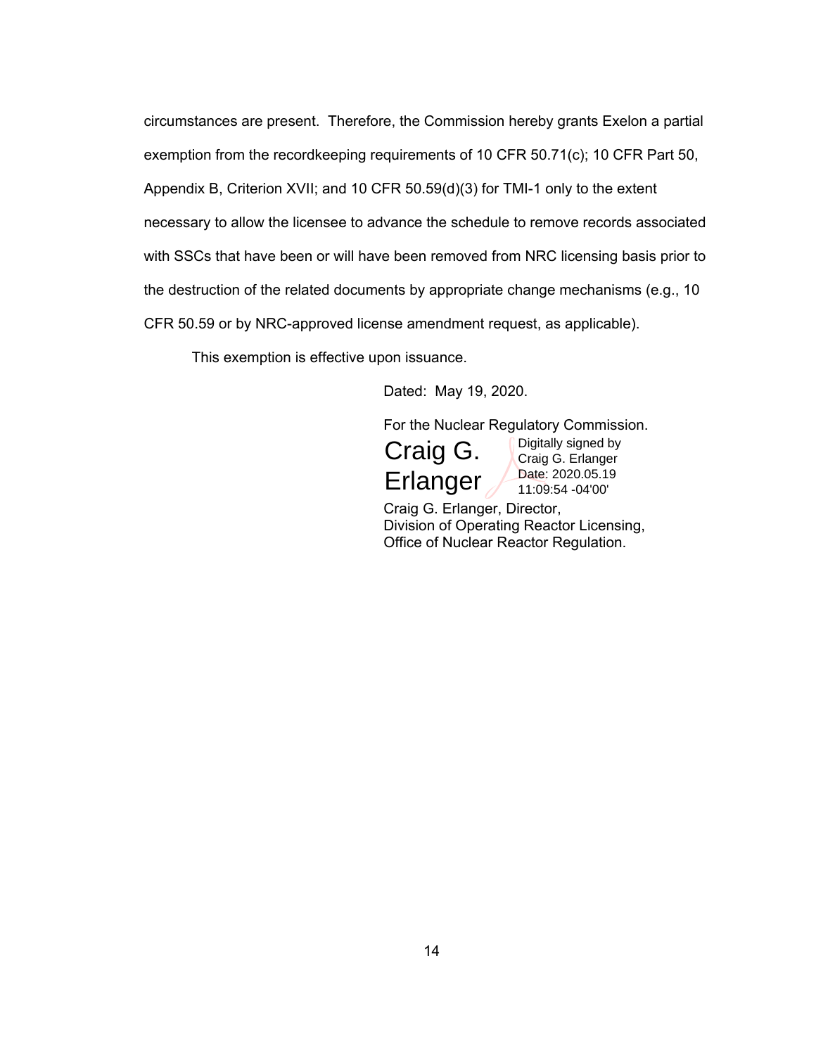circumstances are present. Therefore, the Commission hereby grants Exelon a partial exemption from the recordkeeping requirements of 10 CFR 50.71(c); 10 CFR Part 50, Appendix B, Criterion XVII; and 10 CFR 50.59(d)(3) for TMI-1 only to the extent necessary to allow the licensee to advance the schedule to remove records associated with SSCs that have been or will have been removed from NRC licensing basis prior to the destruction of the related documents by appropriate change mechanisms (e.g., 10 CFR 50.59 or by NRC-approved license amendment request, as applicable).

This exemption is effective upon issuance.

Dated: May 19, 2020.

For the Nuclear Regulatory Commission.

Craig G. Erlanger

Digitally signed by Craig G. Erlanger
Date: 2020.05.19 11:09:54 -04'00'

Craig G. Erlanger, Director,
Division of Operating Reactor Licensing,
Office of Nuclear Reactor Regulation.